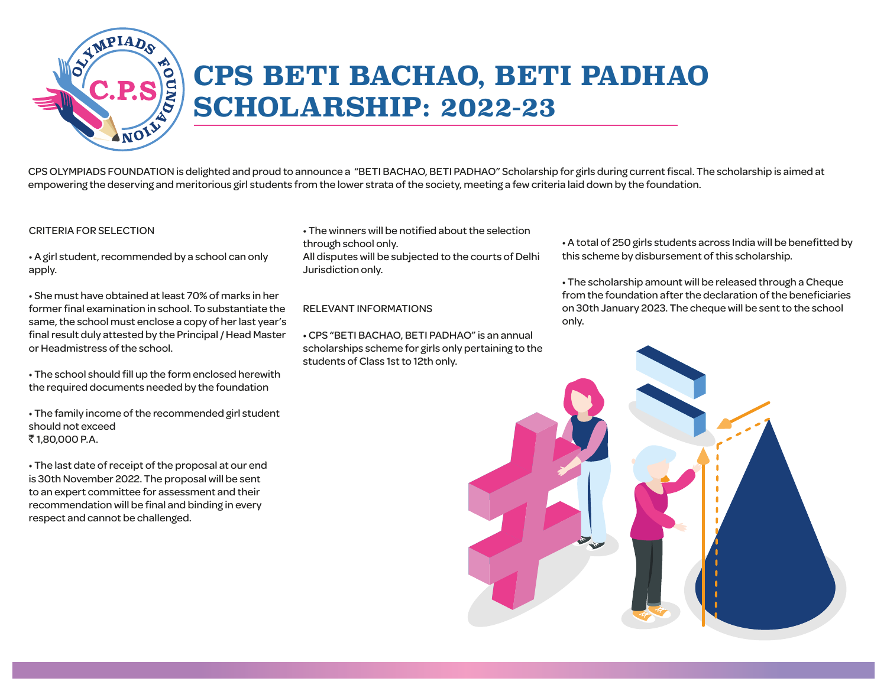# CPS BETI BACHAO, BETI PADHAO SCHOLARSHIP: 2022-23

CPS OLYMPIADS FOUNDATION is delighted and proud to announce a "BETI BACHAO, BETI PADHAO" Scholarship for girls during current fiscal. The scholarship is aimed at empowering the deserving and meritorious girl students from the lower strata of the society, meeting a few criteria laid down by the foundation.

## CRITERIA FOR SELECTION

- A girl student, recommended by a school can only apply.
- She must have obtained at least 70% of marks in her former final examination in school. To substantiate the same, the school must enclose a copy of her last year's final result duly attested by the Principal / Head Master or Headmistress of the school.
- The school should fill up the form enclosed herewith the required documents needed by the foundation
- The family income of the recommended girl student should not exceed ₹ 1,80,000 P.A.
- The last date of receipt of the proposal at our end is 30th November 2022. The proposal will be sent to an expert committee for assessment and their recommendation will be final and binding in every respect and cannot be challenged.
- The winners will be notified about the selection through school only.

All disputes will be subjected to the courts of Delhi Jurisdiction only.

## RELEVANT INFORMATIONS

- CPS "BETI BACHAO, BETI PADHAO" is an annual scholarships scheme for girls only pertaining to the students of Class 1st to 12th only.
- A total of 250 girls students across India will be benefitted by this scheme by disbursement of this scholarship.
- The scholarship amount will be released through a Cheque from the foundation after the declaration of the beneficiaries on 30th January 2023. The cheque will be sent to the school only.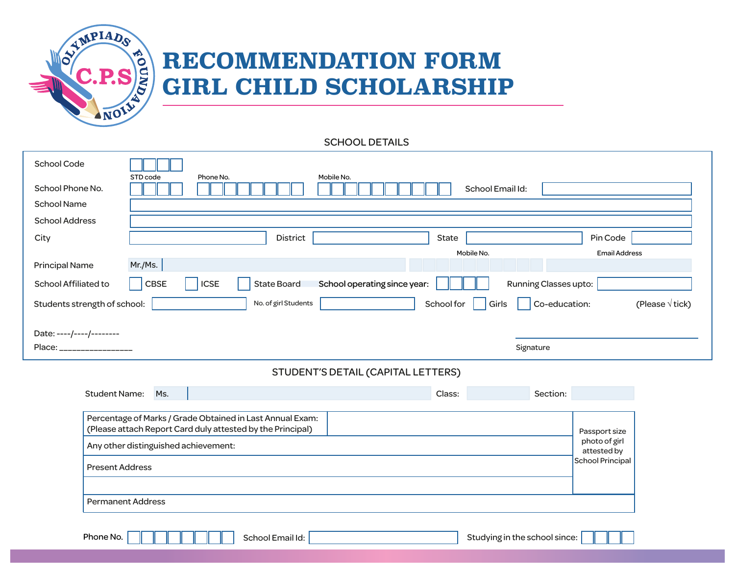# RECOMMENDATION FORM
# GIRL CHILD SCHOLARSHIP

## SCHOOL DETAILS

School Code

School Phone No. STD code Phone No. Mobile No. School Email Id:

School Name

School Address

City District State Pin Code

Principal Name Mr./Ms. Mobile No. Email Address

School Affiliated to CBSE ICSE State Board School operating since year: Running Classes upto:

Students strength of school: No. of girl Students School for Girls Co-education: (Please √ tick)

Date: ----/----/--------

Place: ________________

Signature

## STUDENT'S DETAIL (CAPITAL LETTERS)

Student Name: Ms. Class: Section:

| | | |
|---|---|---|
| Percentage of Marks / Grade Obtained in Last Annual Exam: (Please attach Report Card duly attested by the Principal) | | Passport size photo of girl attested by School Principal |
| Any other distinguished achievement: | | |
| Present Address | | |
| | | |
| Permanent Address | | |

Phone No. School Email Id: Studying in the school since: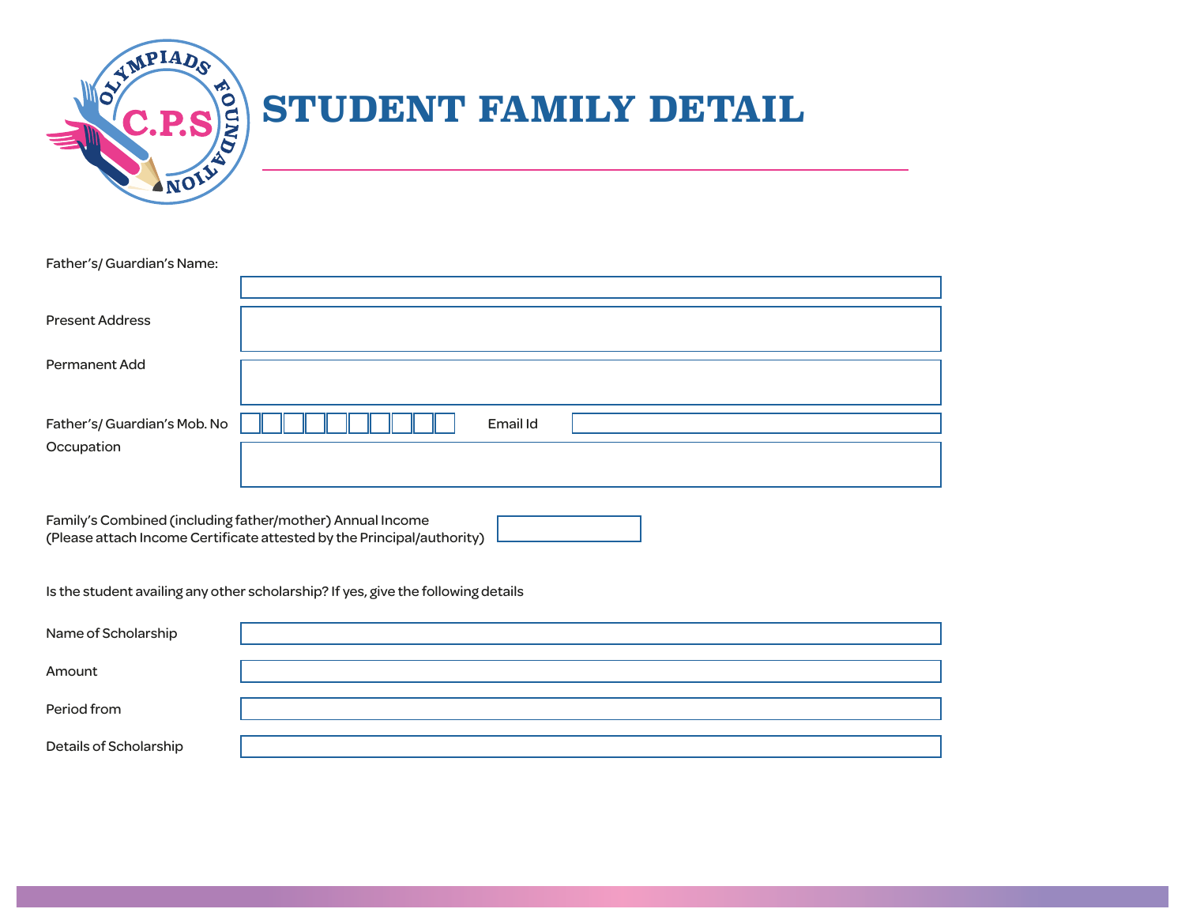# STUDENT FAMILY DETAIL

Father's/ Guardian's Name:

Present Address

Permanent Add

Father's/ Guardian's Mob. No

Email Id

Occupation

Family's Combined (including father/mother) Annual Income
(Please attach Income Certificate attested by the Principal/authority)

Is the student availing any other scholarship? If yes, give the following details

Name of Scholarship

Amount

Period from

Details of Scholarship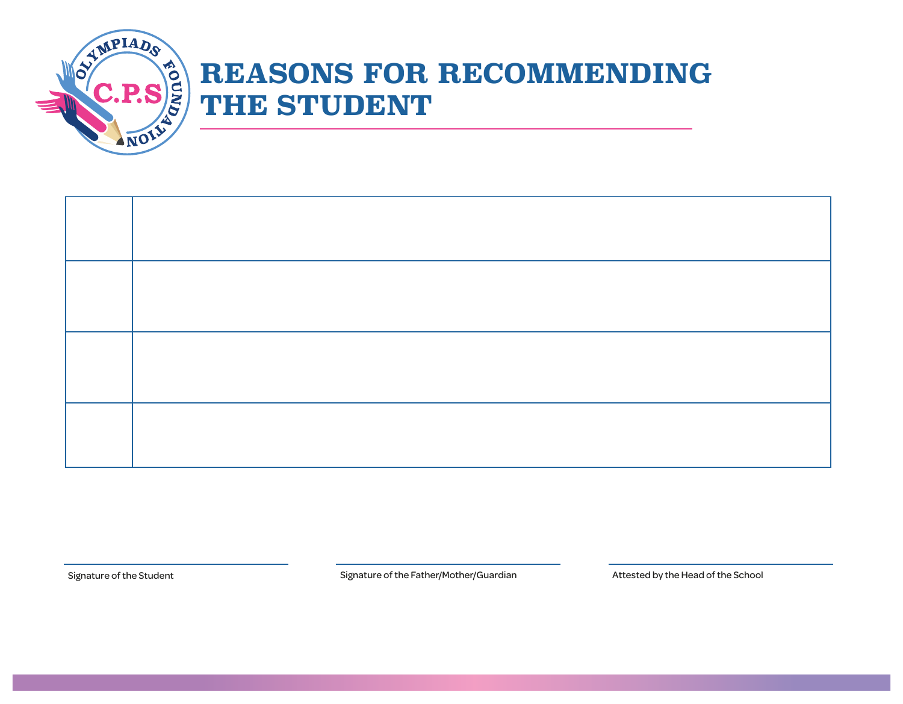# REASONS FOR RECOMMENDING THE STUDENT

| | |
|---|---|
| | |
| | |
| | |
| | |

Signature of the Student

Signature of the Father/Mother/Guardian

Attested by the Head of the School